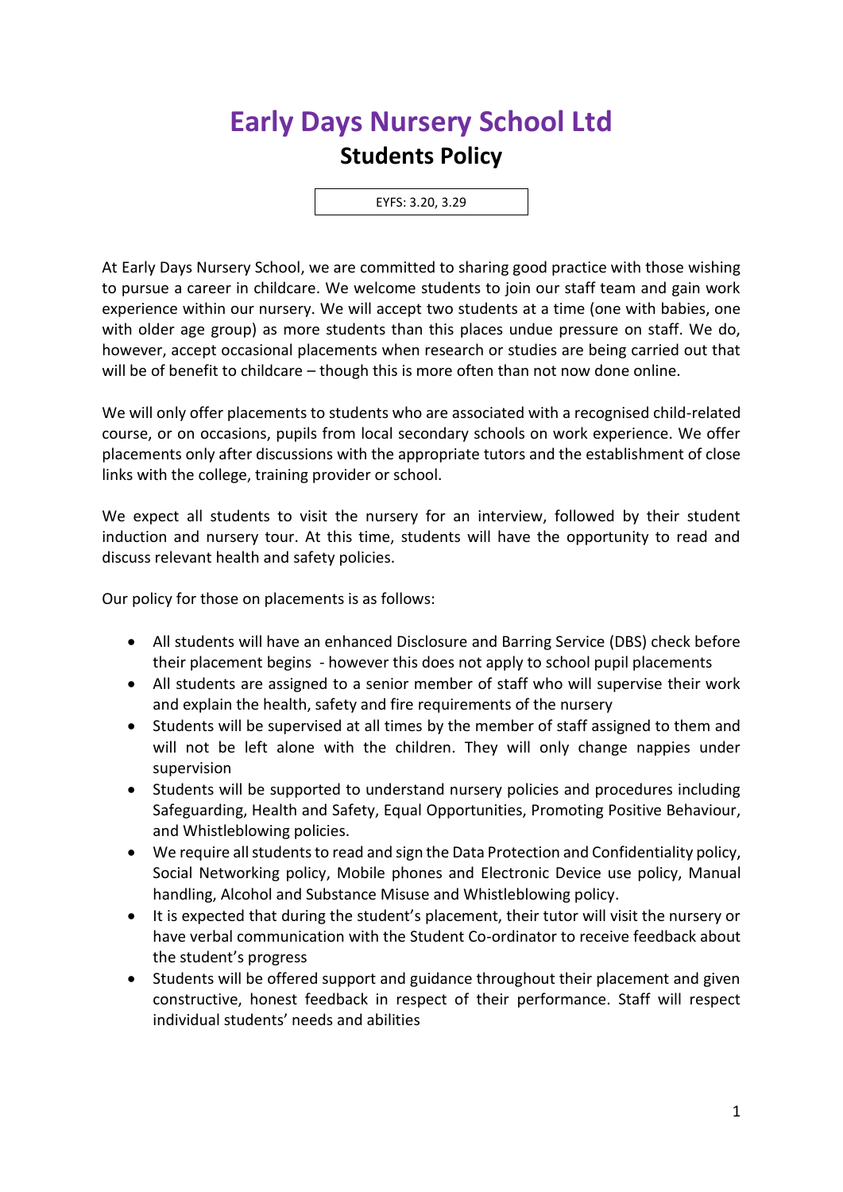# Early Days Nursery School Ltd

## Students Policy

EYFS: 3.20, 3.29

At Early Days Nursery School, we are committed to sharing good practice with those wishing to pursue a career in childcare. We welcome students to join our staff team and gain work experience within our nursery. We will accept two students at a time (one with babies, one with older age group) as more students than this places undue pressure on staff. We do, however, accept occasional placements when research or studies are being carried out that will be of benefit to childcare – though this is more often than not now done online.

We will only offer placements to students who are associated with a recognised child-related course, or on occasions, pupils from local secondary schools on work experience. We offer placements only after discussions with the appropriate tutors and the establishment of close links with the college, training provider or school.

We expect all students to visit the nursery for an interview, followed by their student induction and nursery tour. At this time, students will have the opportunity to read and discuss relevant health and safety policies.

Our policy for those on placements is as follows:

- All students will have an enhanced Disclosure and Barring Service (DBS) check before their placement begins - however this does not apply to school pupil placements
- All students are assigned to a senior member of staff who will supervise their work and explain the health, safety and fire requirements of the nursery
- Students will be supervised at all times by the member of staff assigned to them and will not be left alone with the children. They will only change nappies under supervision
- Students will be supported to understand nursery policies and procedures including Safeguarding, Health and Safety, Equal Opportunities, Promoting Positive Behaviour, and Whistleblowing policies.
- We require all students to read and sign the Data Protection and Confidentiality policy, Social Networking policy, Mobile phones and Electronic Device use policy, Manual handling, Alcohol and Substance Misuse and Whistleblowing policy.
- It is expected that during the student's placement, their tutor will visit the nursery or have verbal communication with the Student Co-ordinator to receive feedback about the student's progress
- Students will be offered support and guidance throughout their placement and given constructive, honest feedback in respect of their performance. Staff will respect individual students' needs and abilities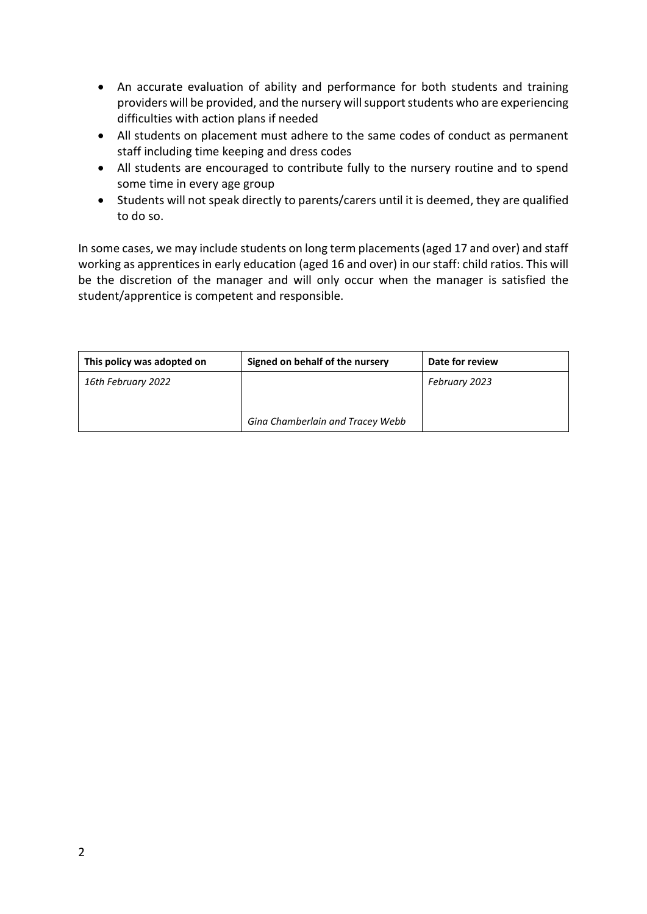- An accurate evaluation of ability and performance for both students and training providers will be provided, and the nursery will support students who are experiencing difficulties with action plans if needed
- All students on placement must adhere to the same codes of conduct as permanent staff including time keeping and dress codes
- All students are encouraged to contribute fully to the nursery routine and to spend some time in every age group
- Students will not speak directly to parents/carers until it is deemed, they are qualified to do so.

In some cases, we may include students on long term placements (aged 17 and over) and staff working as apprentices in early education (aged 16 and over) in our staff: child ratios. This will be the discretion of the manager and will only occur when the manager is satisfied the student/apprentice is competent and responsible.

| **This policy was adopted on** | **Signed on behalf of the nursery** | **Date for review** |
|---|---|---|
| *16th February 2022* | *Gina Chamberlain and Tracey Webb* | *February 2023* |